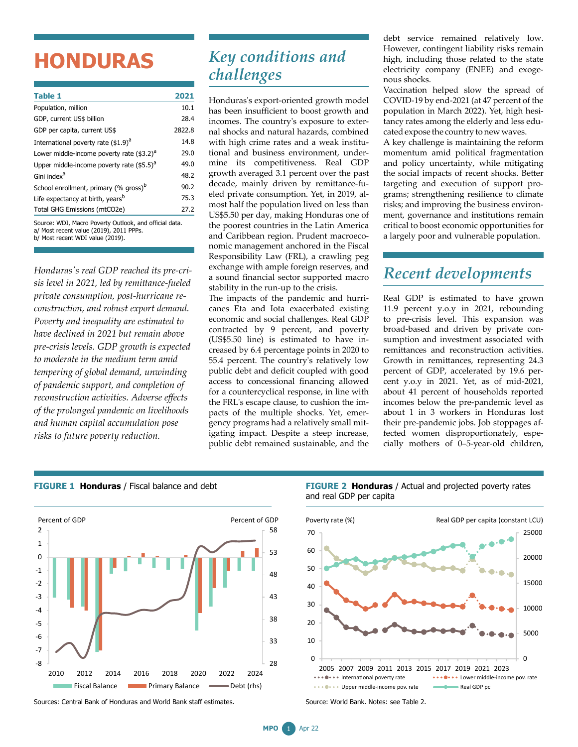# HONDURAS

| Table 1 | 2021 |
|---|---|
| Population, million | 10.1 |
| GDP, current US$ billion | 28.4 |
| GDP per capita, current US$ | 2822.8 |
| International poverty rate ($1.9)[a] | 14.8 |
| Lower middle-income poverty rate ($3.2)[a] | 29.0 |
| Upper middle-income poverty rate ($5.5)[a] | 49.0 |
| Gini index[a] | 48.2 |
| School enrollment, primary (% gross)[b] | 90.2 |
| Life expectancy at birth, years[b] | 75.3 |
| Total GHG Emissions (mtCO2e) | 27.2 |

Source: WDI, Macro Poverty Outlook, and official data.
a/ Most recent value (2019), 2011 PPPs.
b/ Most recent WDI value (2019).

*Honduras's real GDP reached its pre-crisis level in 2021, led by remittance-fueled private consumption, post-hurricane reconstruction, and robust export demand. Poverty and inequality are estimated to have declined in 2021 but remain above pre-crisis levels. GDP growth is expected to moderate in the medium term amid tempering of global demand, unwinding of pandemic support, and completion of reconstruction activities. Adverse effects of the prolonged pandemic on livelihoods and human capital accumulation pose risks to future poverty reduction.*

## Key conditions and challenges

Honduras's export-oriented growth model has been insufficient to boost growth and incomes. The country's exposure to external shocks and natural hazards, combined with high crime rates and a weak institutional and business environment, undermine its competitiveness. Real GDP growth averaged 3.1 percent over the past decade, mainly driven by remittance-fueled private consumption. Yet, in 2019, almost half the population lived on less than US$5.50 per day, making Honduras one of the poorest countries in the Latin America and Caribbean region. Prudent macroeconomic management anchored in the Fiscal Responsibility Law (FRL), a crawling peg exchange with ample foreign reserves, and a sound financial sector supported macro stability in the run-up to the crisis.

The impacts of the pandemic and hurricanes Eta and Iota exacerbated existing economic and social challenges. Real GDP contracted by 9 percent, and poverty (US$5.50 line) is estimated to have increased by 6.4 percentage points in 2020 to 55.4 percent. The country's relatively low public debt and deficit coupled with good access to concessional financing allowed for a countercyclical response, in line with the FRL's escape clause, to cushion the impacts of the multiple shocks. Yet, emergency programs had a relatively small mitigating impact. Despite a steep increase, public debt remained sustainable, and the debt service remained relatively low. However, contingent liability risks remain high, including those related to the state electricity company (ENEE) and exogenous shocks.

Vaccination helped slow the spread of COVID-19 by end-2021 (at 47 percent of the population in March 2022). Yet, high hesitancy rates among the elderly and less educated expose the country to new waves.

A key challenge is maintaining the reform momentum amid political fragmentation and policy uncertainty, while mitigating the social impacts of recent shocks. Better targeting and execution of support programs; strengthening resilience to climate risks; and improving the business environment, governance and institutions remain critical to boost economic opportunities for a largely poor and vulnerable population.

## Recent developments

Real GDP is estimated to have grown 11.9 percent y.o.y in 2021, rebounding to pre-crisis level. This expansion was broad-based and driven by private consumption and investment associated with remittances and reconstruction activities. Growth in remittances, representing 24.3 percent of GDP, accelerated by 19.6 percent y.o.y in 2021. Yet, as of mid-2021, about 41 percent of households reported incomes below the pre-pandemic level as about 1 in 3 workers in Honduras lost their pre-pandemic jobs. Job stoppages affected women disproportionately, especially mothers of 0–5-year-old children,

**FIGURE 1 Honduras** / Fiscal balance and debt

Sources: Central Bank of Honduras and World Bank staff estimates.

**FIGURE 2 Honduras** / Actual and projected poverty rates and real GDP per capita

Source: World Bank. Notes: see Table 2.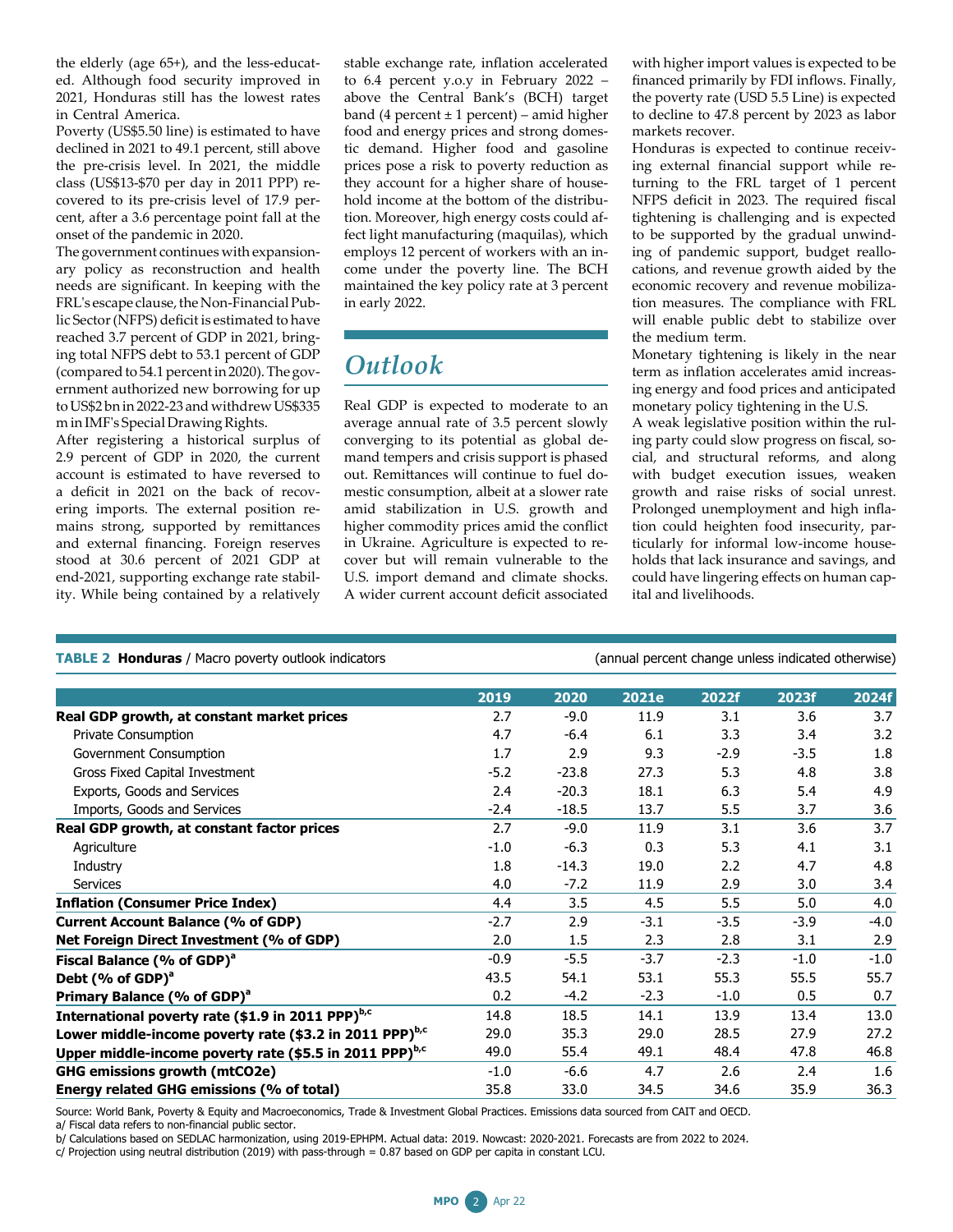the elderly (age 65+), and the less-educated. Although food security improved in 2021, Honduras still has the lowest rates in Central America.

Poverty (US$5.50 line) is estimated to have declined in 2021 to 49.1 percent, still above the pre-crisis level. In 2021, the middle class (US$13-$70 per day in 2011 PPP) recovered to its pre-crisis level of 17.9 percent, after a 3.6 percentage point fall at the onset of the pandemic in 2020.

The government continues with expansionary policy as reconstruction and health needs are significant. In keeping with the FRL's escape clause, the Non-Financial Public Sector (NFPS) deficit is estimated to have reached 3.7 percent of GDP in 2021, bringing total NFPS debt to 53.1 percent of GDP (compared to 54.1 percent in 2020). The government authorized new borrowing for up to US$2 bn in 2022-23 and withdrew US$335 m in IMF's Special Drawing Rights.

After registering a historical surplus of 2.9 percent of GDP in 2020, the current account is estimated to have reversed to a deficit in 2021 on the back of recovering imports. The external position remains strong, supported by remittances and external financing. Foreign reserves stood at 30.6 percent of 2021 GDP at end-2021, supporting exchange rate stability. While being contained by a relatively stable exchange rate, inflation accelerated to 6.4 percent y.o.y in February 2022 – above the Central Bank's (BCH) target band (4 percent ± 1 percent) – amid higher food and energy prices and strong domestic demand. Higher food and gasoline prices pose a risk to poverty reduction as they account for a higher share of household income at the bottom of the distribution. Moreover, high energy costs could affect light manufacturing (maquilas), which employs 12 percent of workers with an income under the poverty line. The BCH maintained the key policy rate at 3 percent in early 2022.

## *Outlook*

Real GDP is expected to moderate to an average annual rate of 3.5 percent slowly converging to its potential as global demand tempers and crisis support is phased out. Remittances will continue to fuel domestic consumption, albeit at a slower rate amid stabilization in U.S. growth and higher commodity prices amid the conflict in Ukraine. Agriculture is expected to recover but will remain vulnerable to the U.S. import demand and climate shocks. A wider current account deficit associated with higher import values is expected to be financed primarily by FDI inflows. Finally, the poverty rate (USD 5.5 Line) is expected to decline to 47.8 percent by 2023 as labor markets recover.

Honduras is expected to continue receiving external financial support while returning to the FRL target of 1 percent NFPS deficit in 2023. The required fiscal tightening is challenging and is expected to be supported by the gradual unwinding of pandemic support, budget reallocations, and revenue growth aided by the economic recovery and revenue mobilization measures. The compliance with FRL will enable public debt to stabilize over the medium term.

Monetary tightening is likely in the near term as inflation accelerates amid increasing energy and food prices and anticipated monetary policy tightening in the U.S.

A weak legislative position within the ruling party could slow progress on fiscal, social, and structural reforms, and along with budget execution issues, weaken growth and raise risks of social unrest. Prolonged unemployment and high inflation could heighten food insecurity, particularly for informal low-income households that lack insurance and savings, and could have lingering effects on human capital and livelihoods.

**TABLE 2 Honduras** / Macro poverty outlook indicators (annual percent change unless indicated otherwise)

| | 2019 | 2020 | 2021e | 2022f | 2023f | 2024f |
|---|---|---|---|---|---|---|
| **Real GDP growth, at constant market prices** | 2.7 | -9.0 | 11.9 | 3.1 | 3.6 | 3.7 |
| Private Consumption | 4.7 | -6.4 | 6.1 | 3.3 | 3.4 | 3.2 |
| Government Consumption | 1.7 | 2.9 | 9.3 | -2.9 | -3.5 | 1.8 |
| Gross Fixed Capital Investment | -5.2 | -23.8 | 27.3 | 5.3 | 4.8 | 3.8 |
| Exports, Goods and Services | 2.4 | -20.3 | 18.1 | 6.3 | 5.4 | 4.9 |
| Imports, Goods and Services | -2.4 | -18.5 | 13.7 | 5.5 | 3.7 | 3.6 |
| **Real GDP growth, at constant factor prices** | 2.7 | -9.0 | 11.9 | 3.1 | 3.6 | 3.7 |
| Agriculture | -1.0 | -6.3 | 0.3 | 5.3 | 4.1 | 3.1 |
| Industry | 1.8 | -14.3 | 19.0 | 2.2 | 4.7 | 4.8 |
| Services | 4.0 | -7.2 | 11.9 | 2.9 | 3.0 | 3.4 |
| **Inflation (Consumer Price Index)** | 4.4 | 3.5 | 4.5 | 5.5 | 5.0 | 4.0 |
| **Current Account Balance (% of GDP)** | -2.7 | 2.9 | -3.1 | -3.5 | -3.9 | -4.0 |
| **Net Foreign Direct Investment (% of GDP)** | 2.0 | 1.5 | 2.3 | 2.8 | 3.1 | 2.9 |
| **Fiscal Balance (% of GDP)[a]** | -0.9 | -5.5 | -3.7 | -2.3 | -1.0 | -1.0 |
| **Debt (% of GDP)[a]** | 43.5 | 54.1 | 53.1 | 55.3 | 55.5 | 55.7 |
| **Primary Balance (% of GDP)[a]** | 0.2 | -4.2 | -2.3 | -1.0 | 0.5 | 0.7 |
| **International poverty rate ($1.9 in 2011 PPP)[b,c]** | 14.8 | 18.5 | 14.1 | 13.9 | 13.4 | 13.0 |
| **Lower middle-income poverty rate ($3.2 in 2011 PPP)[b,c]** | 29.0 | 35.3 | 29.0 | 28.5 | 27.9 | 27.2 |
| **Upper middle-income poverty rate ($5.5 in 2011 PPP)[b,c]** | 49.0 | 55.4 | 49.1 | 48.4 | 47.8 | 46.8 |
| **GHG emissions growth (mtCO2e)** | -1.0 | -6.6 | 4.7 | 2.6 | 2.4 | 1.6 |
| **Energy related GHG emissions (% of total)** | 35.8 | 33.0 | 34.5 | 34.6 | 35.9 | 36.3 |

Source: World Bank, Poverty & Equity and Macroeconomics, Trade & Investment Global Practices. Emissions data sourced from CAIT and OECD.
a/ Fiscal data refers to non-financial public sector.
b/ Calculations based on SEDLAC harmonization, using 2019-EPHPM. Actual data: 2019. Nowcast: 2020-2021. Forecasts are from 2022 to 2024.
c/ Projection using neutral distribution (2019) with pass-through = 0.87 based on GDP per capita in constant LCU.